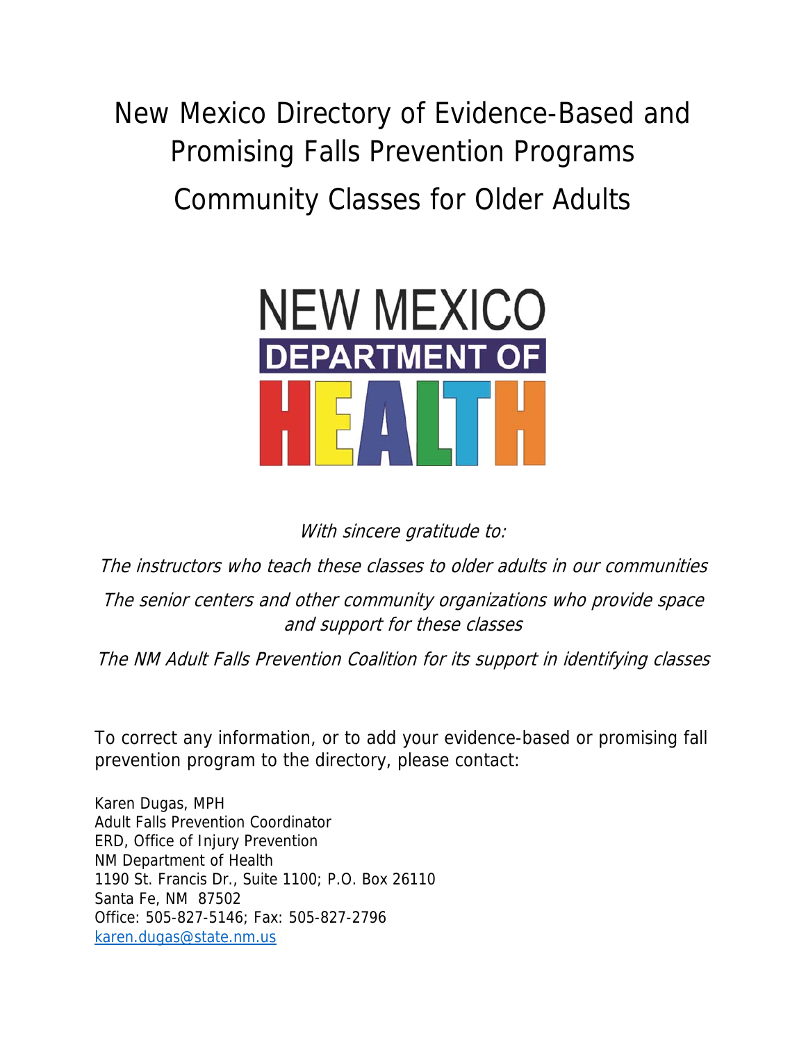# New Mexico Directory of Evidence-Based and Promising Falls Prevention Programs

## Community Classes for Older Adults

NEW MEXICO DEPARTMENT OF HEALTH

*With sincere gratitude to:*

*The instructors who teach these classes to older adults in our communities*

*The senior centers and other community organizations who provide space and support for these classes*

*The NM Adult Falls Prevention Coalition for its support in identifying classes*

To correct any information, or to add your evidence-based or promising fall prevention program to the directory, please contact:

Karen Dugas, MPH
Adult Falls Prevention Coordinator
ERD, Office of Injury Prevention
NM Department of Health
1190 St. Francis Dr., Suite 1100; P.O. Box 26110
Santa Fe, NM 87502
Office: 505-827-5146; Fax: 505-827-2796
karen.dugas@state.nm.us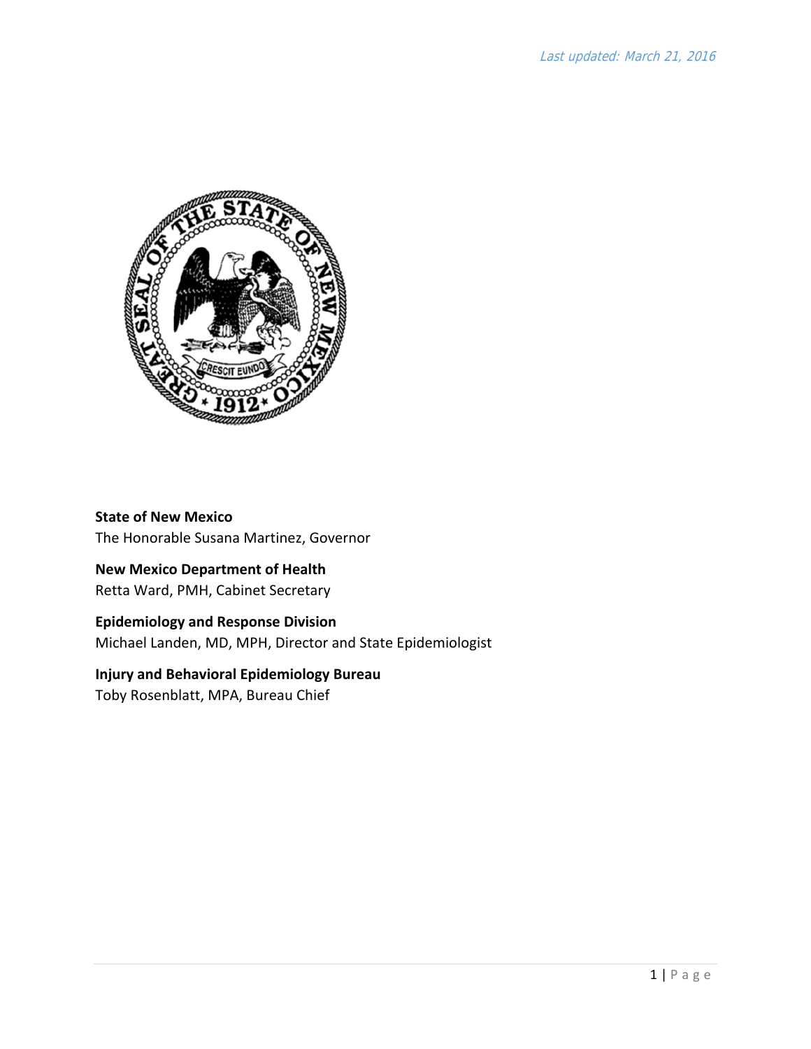*Last updated: March 21, 2016*

**State of New Mexico**
The Honorable Susana Martinez, Governor

**New Mexico Department of Health**
Retta Ward, PMH, Cabinet Secretary

**Epidemiology and Response Division**
Michael Landen, MD, MPH, Director and State Epidemiologist

**Injury and Behavioral Epidemiology Bureau**
Toby Rosenblatt, MPA, Bureau Chief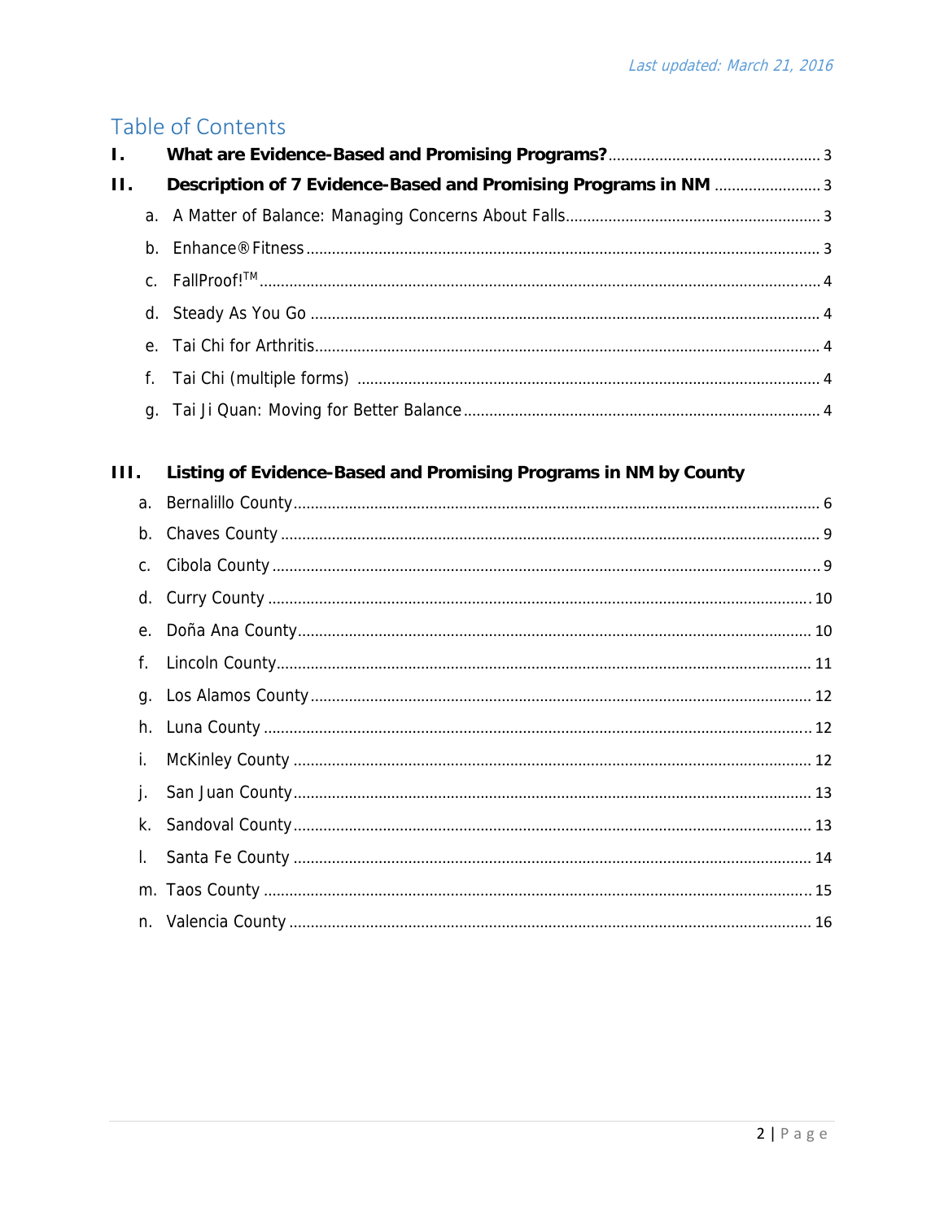*Last updated: March 21, 2016*

# Table of Contents

- **I. What are Evidence-Based and Promising Programs?** ........ 3
- **II. Description of 7 Evidence-Based and Promising Programs in NM** ........ 3
  - a. A Matter of Balance: Managing Concerns About Falls ........ 3
  - b. Enhance® Fitness ........ 3
  - c. FallProof!™ ........ 4
  - d. Steady As You Go ........ 4
  - e. Tai Chi for Arthritis ........ 4
  - f. Tai Chi (multiple forms) ........ 4
  - g. Tai Ji Quan: Moving for Better Balance ........ 4
- **III. Listing of Evidence-Based and Promising Programs in NM by County**
  - a. Bernalillo County ........ 6
  - b. Chaves County ........ 9
  - c. Cibola County ........ 9
  - d. Curry County ........ 10
  - e. Doña Ana County ........ 10
  - f. Lincoln County ........ 11
  - g. Los Alamos County ........ 12
  - h. Luna County ........ 12
  - i. McKinley County ........ 12
  - j. San Juan County ........ 13
  - k. Sandoval County ........ 13
  - l. Santa Fe County ........ 14
  - m. Taos County ........ 15
  - n. Valencia County ........ 16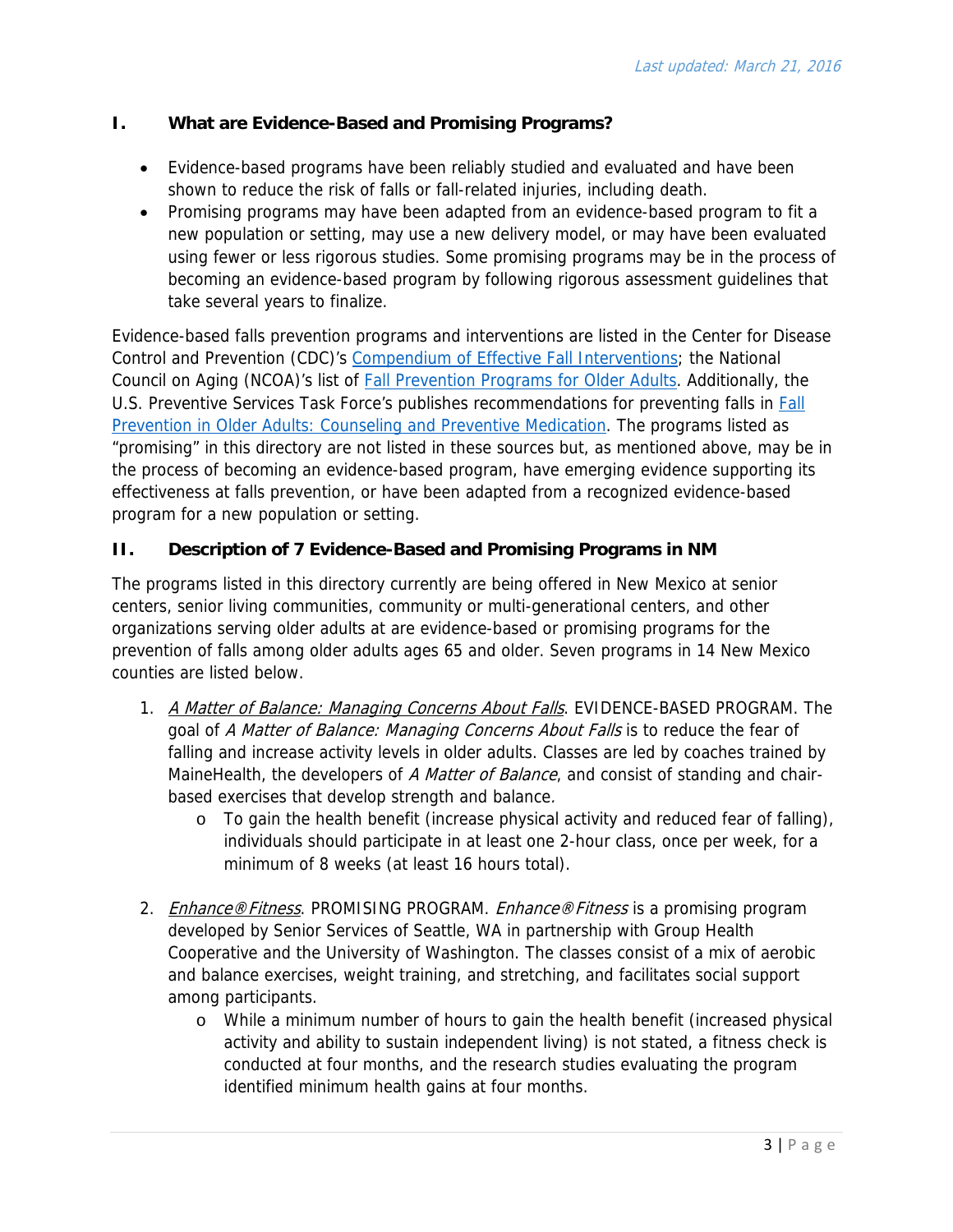## I. What are Evidence-Based and Promising Programs?

- Evidence-based programs have been reliably studied and evaluated and have been shown to reduce the risk of falls or fall-related injuries, including death.
- Promising programs may have been adapted from an evidence-based program to fit a new population or setting, may use a new delivery model, or may have been evaluated using fewer or less rigorous studies. Some promising programs may be in the process of becoming an evidence-based program by following rigorous assessment guidelines that take several years to finalize.

Evidence-based falls prevention programs and interventions are listed in the Center for Disease Control and Prevention (CDC)'s Compendium of Effective Fall Interventions; the National Council on Aging (NCOA)'s list of Fall Prevention Programs for Older Adults. Additionally, the U.S. Preventive Services Task Force's publishes recommendations for preventing falls in Fall Prevention in Older Adults: Counseling and Preventive Medication. The programs listed as "promising" in this directory are not listed in these sources but, as mentioned above, may be in the process of becoming an evidence-based program, have emerging evidence supporting its effectiveness at falls prevention, or have been adapted from a recognized evidence-based program for a new population or setting.

## II. Description of 7 Evidence-Based and Promising Programs in NM

The programs listed in this directory currently are being offered in New Mexico at senior centers, senior living communities, community or multi-generational centers, and other organizations serving older adults at are evidence-based or promising programs for the prevention of falls among older adults ages 65 and older. Seven programs in 14 New Mexico counties are listed below.

1. *A Matter of Balance: Managing Concerns About Falls*. EVIDENCE-BASED PROGRAM. The goal of *A Matter of Balance: Managing Concerns About Falls* is to reduce the fear of falling and increase activity levels in older adults. Classes are led by coaches trained by MaineHealth, the developers of *A Matter of Balance*, and consist of standing and chair-based exercises that develop strength and balance.
   - To gain the health benefit (increase physical activity and reduced fear of falling), individuals should participate in at least one 2-hour class, once per week, for a minimum of 8 weeks (at least 16 hours total).

2. *Enhance®Fitness*. PROMISING PROGRAM. *Enhance®Fitness* is a promising program developed by Senior Services of Seattle, WA in partnership with Group Health Cooperative and the University of Washington. The classes consist of a mix of aerobic and balance exercises, weight training, and stretching, and facilitates social support among participants.
   - While a minimum number of hours to gain the health benefit (increased physical activity and ability to sustain independent living) is not stated, a fitness check is conducted at four months, and the research studies evaluating the program identified minimum health gains at four months.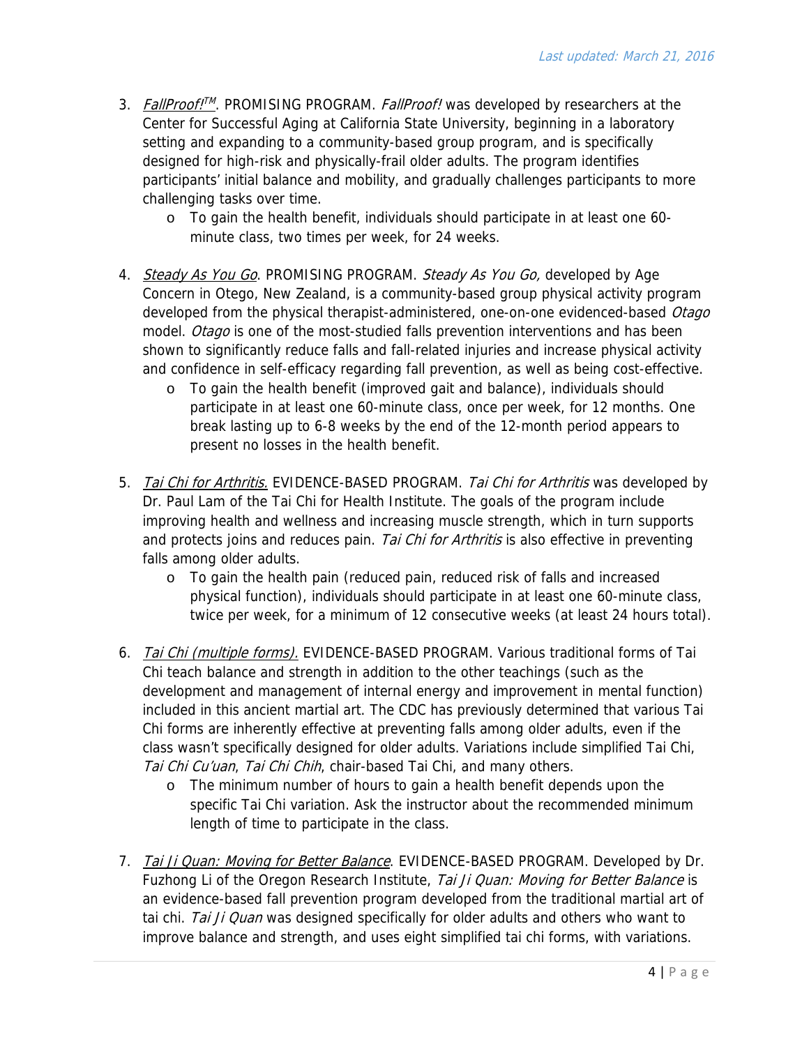3. *FallProof!™*. PROMISING PROGRAM. *FallProof!* was developed by researchers at the Center for Successful Aging at California State University, beginning in a laboratory setting and expanding to a community-based group program, and is specifically designed for high-risk and physically-frail older adults. The program identifies participants' initial balance and mobility, and gradually challenges participants to more challenging tasks over time.
   - To gain the health benefit, individuals should participate in at least one 60-minute class, two times per week, for 24 weeks.

4. *Steady As You Go*. PROMISING PROGRAM. *Steady As You Go,* developed by Age Concern in Otego, New Zealand, is a community-based group physical activity program developed from the physical therapist-administered, one-on-one evidenced-based *Otago* model. *Otago* is one of the most-studied falls prevention interventions and has been shown to significantly reduce falls and fall-related injuries and increase physical activity and confidence in self-efficacy regarding fall prevention, as well as being cost-effective.
   - To gain the health benefit (improved gait and balance), individuals should participate in at least one 60-minute class, once per week, for 12 months. One break lasting up to 6-8 weeks by the end of the 12-month period appears to present no losses in the health benefit.

5. *Tai Chi for Arthritis.* EVIDENCE-BASED PROGRAM. *Tai Chi for Arthritis* was developed by Dr. Paul Lam of the Tai Chi for Health Institute. The goals of the program include improving health and wellness and increasing muscle strength, which in turn supports and protects joins and reduces pain. *Tai Chi for Arthritis* is also effective in preventing falls among older adults.
   - To gain the health pain (reduced pain, reduced risk of falls and increased physical function), individuals should participate in at least one 60-minute class, twice per week, for a minimum of 12 consecutive weeks (at least 24 hours total).

6. *Tai Chi (multiple forms).* EVIDENCE-BASED PROGRAM. Various traditional forms of Tai Chi teach balance and strength in addition to the other teachings (such as the development and management of internal energy and improvement in mental function) included in this ancient martial art. The CDC has previously determined that various Tai Chi forms are inherently effective at preventing falls among older adults, even if the class wasn't specifically designed for older adults. Variations include simplified Tai Chi, *Tai Chi Cu'uan*, *Tai Chi Chih*, chair-based Tai Chi, and many others.
   - The minimum number of hours to gain a health benefit depends upon the specific Tai Chi variation. Ask the instructor about the recommended minimum length of time to participate in the class.

7. *Tai Ji Quan: Moving for Better Balance*. EVIDENCE-BASED PROGRAM. Developed by Dr. Fuzhong Li of the Oregon Research Institute, *Tai Ji Quan: Moving for Better Balance* is an evidence-based fall prevention program developed from the traditional martial art of tai chi. *Tai Ji Quan* was designed specifically for older adults and others who want to improve balance and strength, and uses eight simplified tai chi forms, with variations.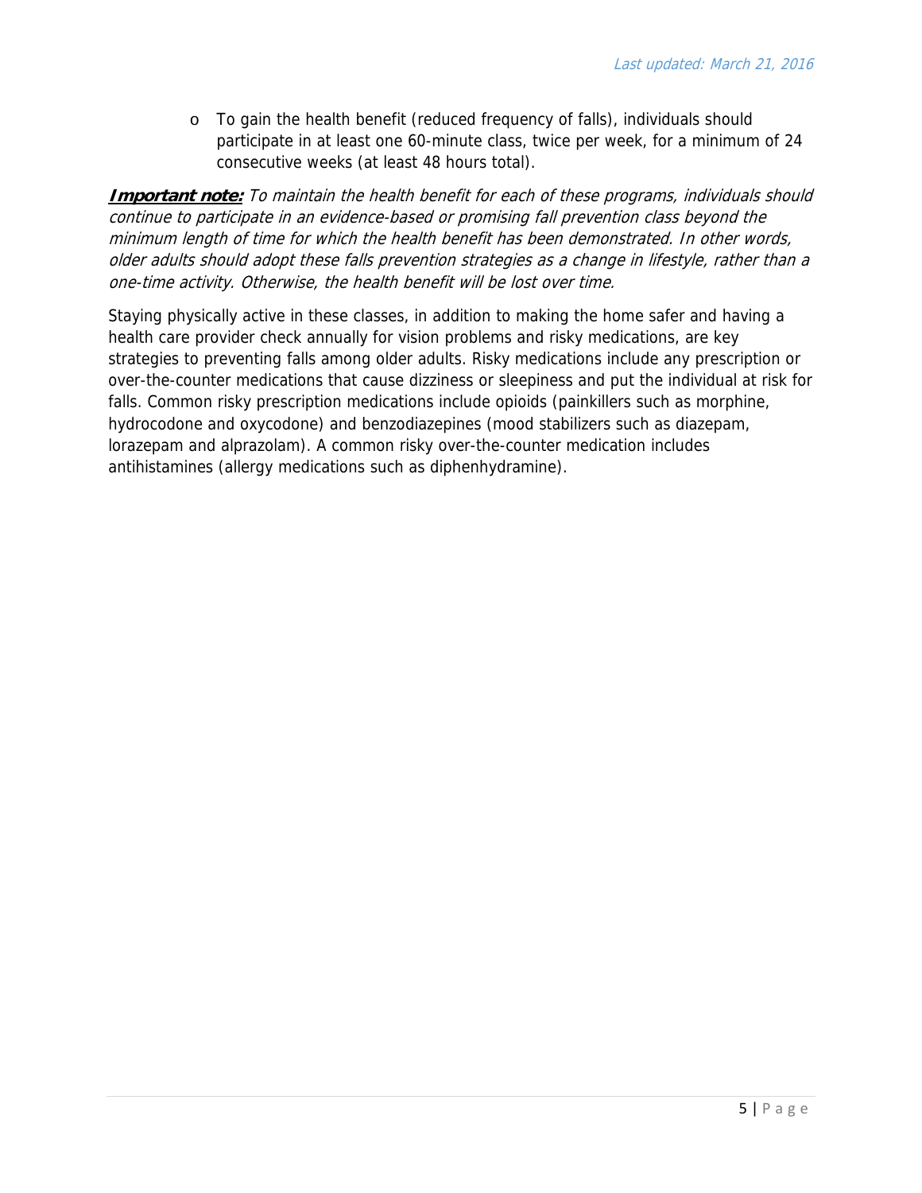- To gain the health benefit (reduced frequency of falls), individuals should participate in at least one 60-minute class, twice per week, for a minimum of 24 consecutive weeks (at least 48 hours total).

***Important note:*** *To maintain the health benefit for each of these programs, individuals should continue to participate in an evidence-based or promising fall prevention class beyond the minimum length of time for which the health benefit has been demonstrated. In other words, older adults should adopt these falls prevention strategies as a change in lifestyle, rather than a one-time activity. Otherwise, the health benefit will be lost over time.*

Staying physically active in these classes, in addition to making the home safer and having a health care provider check annually for vision problems and risky medications, are key strategies to preventing falls among older adults. Risky medications include any prescription or over-the-counter medications that cause dizziness or sleepiness and put the individual at risk for falls. Common risky prescription medications include opioids (painkillers such as morphine, hydrocodone and oxycodone) and benzodiazepines (mood stabilizers such as diazepam, lorazepam and alprazolam). A common risky over-the-counter medication includes antihistamines (allergy medications such as diphenhydramine).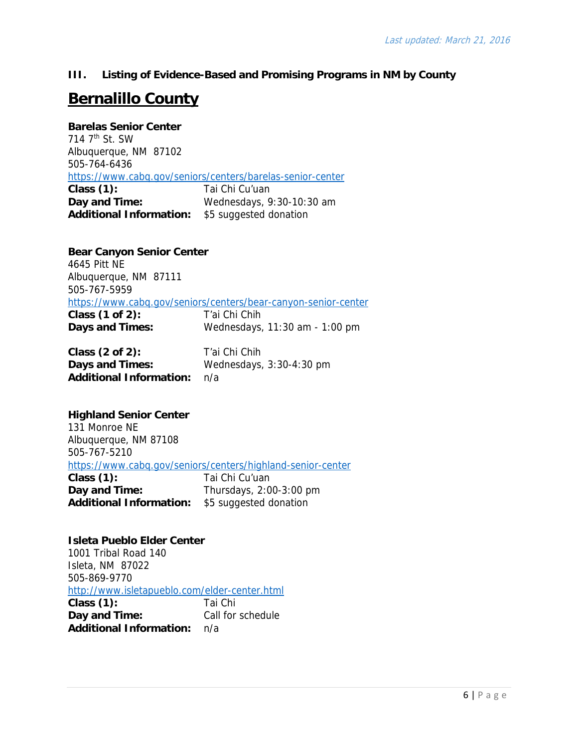## III. Listing of Evidence-Based and Promising Programs in NM by County

# Bernalillo County

**Barelas Senior Center**
714 7th St. SW
Albuquerque, NM 87102
505-764-6436
https://www.cabq.gov/seniors/centers/barelas-senior-center

**Class (1):** Tai Chi Cu'uan
**Day and Time:** Wednesdays, 9:30-10:30 am
**Additional Information:** $5 suggested donation

**Bear Canyon Senior Center**
4645 Pitt NE
Albuquerque, NM 87111
505-767-5959
https://www.cabq.gov/seniors/centers/bear-canyon-senior-center

**Class (1 of 2):** T'ai Chi Chih
**Days and Times:** Wednesdays, 11:30 am - 1:00 pm

**Class (2 of 2):** T'ai Chi Chih
**Days and Times:** Wednesdays, 3:30-4:30 pm
**Additional Information:** n/a

**Highland Senior Center**
131 Monroe NE
Albuquerque, NM 87108
505-767-5210
https://www.cabq.gov/seniors/centers/highland-senior-center

**Class (1):** Tai Chi Cu'uan
**Day and Time:** Thursdays, 2:00-3:00 pm
**Additional Information:** $5 suggested donation

**Isleta Pueblo Elder Center**
1001 Tribal Road 140
Isleta, NM 87022
505-869-9770
http://www.isletapueblo.com/elder-center.html

**Class (1):** Tai Chi
**Day and Time:** Call for schedule
**Additional Information:** n/a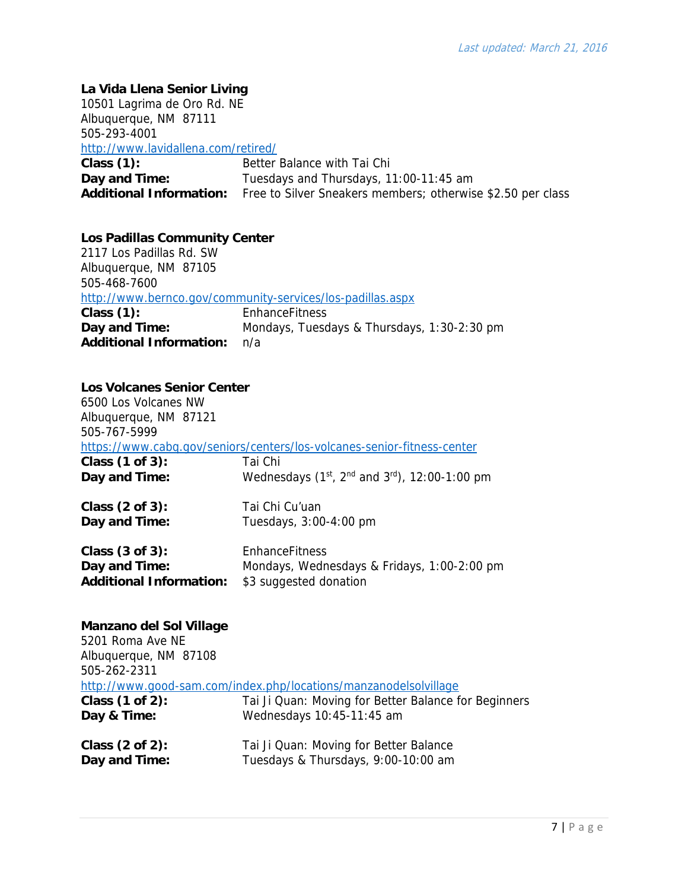*Last updated: March 21, 2016*

**La Vida Llena Senior Living**
10501 Lagrima de Oro Rd. NE
Albuquerque, NM 87111
505-293-4001
http://www.lavidallena.com/retired/

**Class (1):** Better Balance with Tai Chi
**Day and Time:** Tuesdays and Thursdays, 11:00-11:45 am
**Additional Information:** Free to Silver Sneakers members; otherwise $2.50 per class

**Los Padillas Community Center**
2117 Los Padillas Rd. SW
Albuquerque, NM 87105
505-468-7600
http://www.bernco.gov/community-services/los-padillas.aspx

**Class (1):** EnhanceFitness
**Day and Time:** Mondays, Tuesdays & Thursdays, 1:30-2:30 pm
**Additional Information:** n/a

**Los Volcanes Senior Center**
6500 Los Volcanes NW
Albuquerque, NM 87121
505-767-5999
https://www.cabq.gov/seniors/centers/los-volcanes-senior-fitness-center

**Class (1 of 3):** Tai Chi
**Day and Time:** Wednesdays (1st, 2nd and 3rd), 12:00-1:00 pm

**Class (2 of 3):** Tai Chi Cu'uan
**Day and Time:** Tuesdays, 3:00-4:00 pm

**Class (3 of 3):** EnhanceFitness
**Day and Time:** Mondays, Wednesdays & Fridays, 1:00-2:00 pm
**Additional Information:** $3 suggested donation

**Manzano del Sol Village**
5201 Roma Ave NE
Albuquerque, NM 87108
505-262-2311
http://www.good-sam.com/index.php/locations/manzanodelsolvillage

**Class (1 of 2):** Tai Ji Quan: Moving for Better Balance for Beginners
**Day & Time:** Wednesdays 10:45-11:45 am

**Class (2 of 2):** Tai Ji Quan: Moving for Better Balance
**Day and Time:** Tuesdays & Thursdays, 9:00-10:00 am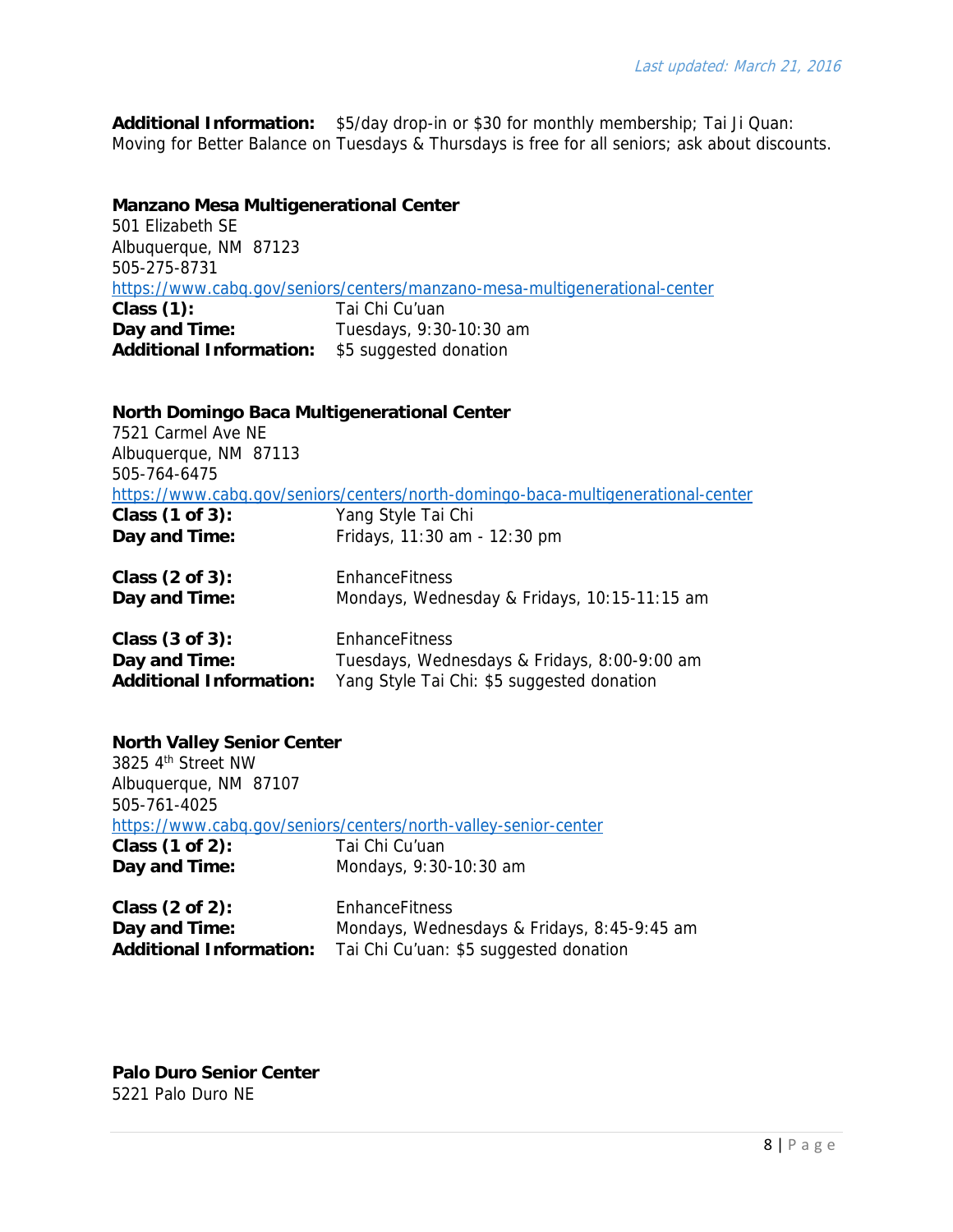**Additional Information:** $5/day drop-in or $30 for monthly membership; Tai Ji Quan: Moving for Better Balance on Tuesdays & Thursdays is free for all seniors; ask about discounts.

**Manzano Mesa Multigenerational Center**
501 Elizabeth SE
Albuquerque, NM 87123
505-275-8731
https://www.cabq.gov/seniors/centers/manzano-mesa-multigenerational-center

**Class (1):** Tai Chi Cu'uan
**Day and Time:** Tuesdays, 9:30-10:30 am
**Additional Information:** $5 suggested donation

**North Domingo Baca Multigenerational Center**
7521 Carmel Ave NE
Albuquerque, NM 87113
505-764-6475
https://www.cabq.gov/seniors/centers/north-domingo-baca-multigenerational-center

**Class (1 of 3):** Yang Style Tai Chi
**Day and Time:** Fridays, 11:30 am - 12:30 pm

**Class (2 of 3):** EnhanceFitness
**Day and Time:** Mondays, Wednesday & Fridays, 10:15-11:15 am

**Class (3 of 3):** EnhanceFitness
**Day and Time:** Tuesdays, Wednesdays & Fridays, 8:00-9:00 am
**Additional Information:** Yang Style Tai Chi: $5 suggested donation

**North Valley Senior Center**
3825 4th Street NW
Albuquerque, NM 87107
505-761-4025
https://www.cabq.gov/seniors/centers/north-valley-senior-center

**Class (1 of 2):** Tai Chi Cu'uan
**Day and Time:** Mondays, 9:30-10:30 am

**Class (2 of 2):** EnhanceFitness
**Day and Time:** Mondays, Wednesdays & Fridays, 8:45-9:45 am
**Additional Information:** Tai Chi Cu'uan: $5 suggested donation

**Palo Duro Senior Center**
5221 Palo Duro NE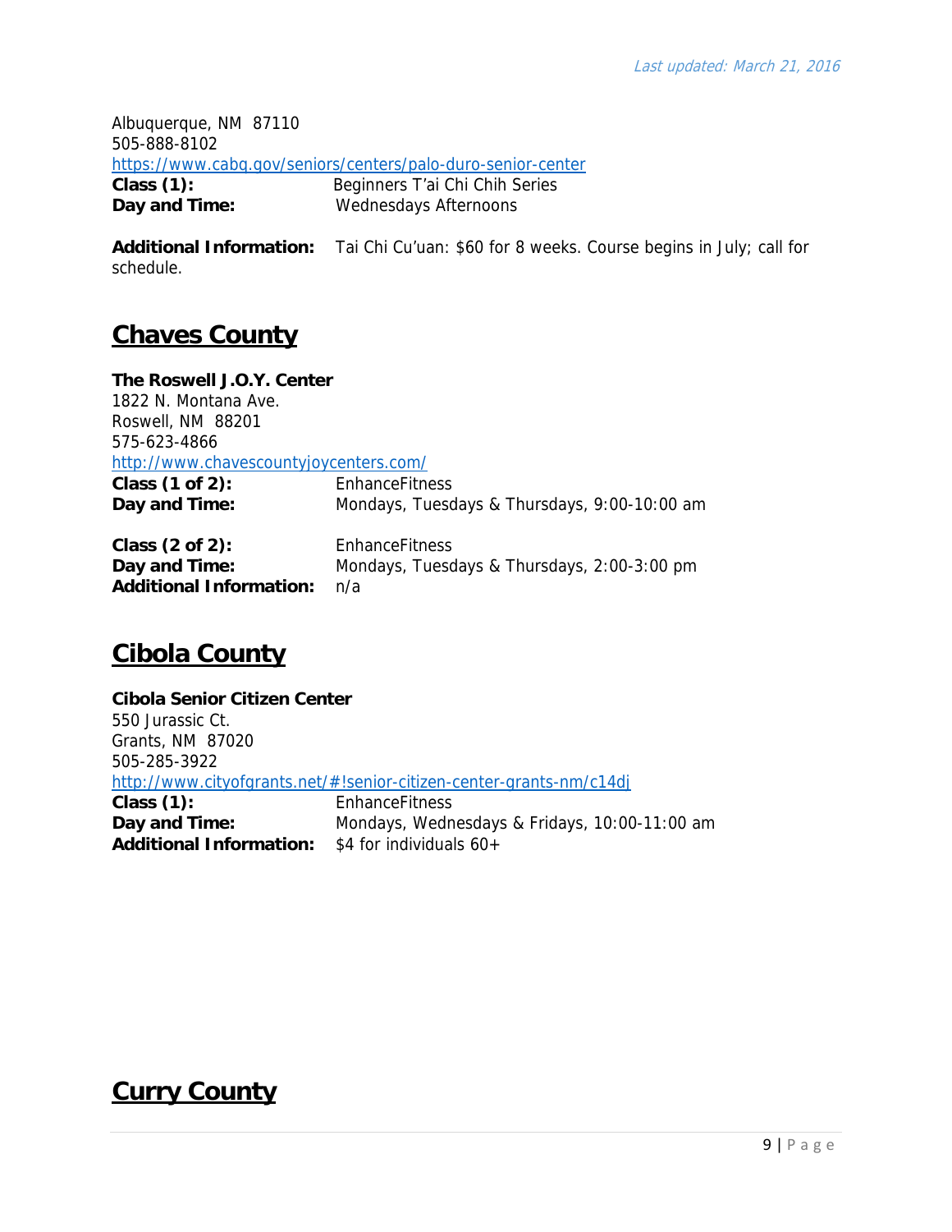Albuquerque, NM 87110
505-888-8102
https://www.cabq.gov/seniors/centers/palo-duro-senior-center

**Class (1):** Beginners T'ai Chi Chih Series
**Day and Time:** Wednesdays Afternoons

**Additional Information:** Tai Chi Cu'uan: $60 for 8 weeks. Course begins in July; call for schedule.

## Chaves County

**The Roswell J.O.Y. Center**
1822 N. Montana Ave.
Roswell, NM 88201
575-623-4866
http://www.chavescountyjoycenters.com/

**Class (1 of 2):** EnhanceFitness
**Day and Time:** Mondays, Tuesdays & Thursdays, 9:00-10:00 am

**Class (2 of 2):** EnhanceFitness
**Day and Time:** Mondays, Tuesdays & Thursdays, 2:00-3:00 pm
**Additional Information:** n/a

## Cibola County

**Cibola Senior Citizen Center**
550 Jurassic Ct.
Grants, NM 87020
505-285-3922
http://www.cityofgrants.net/#!senior-citizen-center-grants-nm/c14dj

**Class (1):** EnhanceFitness
**Day and Time:** Mondays, Wednesdays & Fridays, 10:00-11:00 am
**Additional Information:** $4 for individuals 60+

## Curry County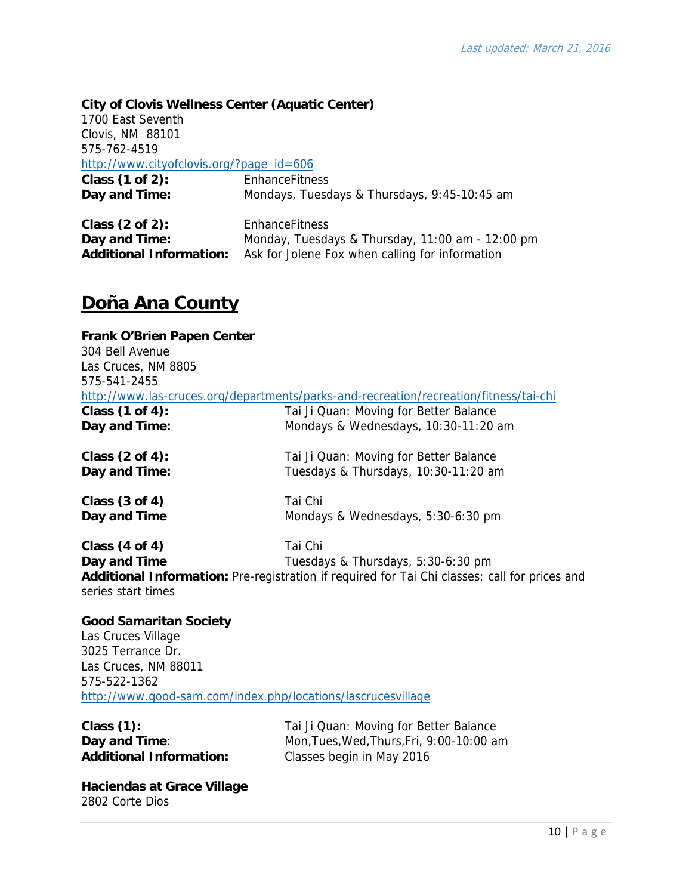**City of Clovis Wellness Center (Aquatic Center)**
1700 East Seventh
Clovis, NM 88101
575-762-4519
http://www.cityofclovis.org/?page_id=606

**Class (1 of 2):** EnhanceFitness
**Day and Time:** Mondays, Tuesdays & Thursdays, 9:45-10:45 am

**Class (2 of 2):** EnhanceFitness
**Day and Time:** Monday, Tuesdays & Thursday, 11:00 am - 12:00 pm
**Additional Information:** Ask for Jolene Fox when calling for information

## Doña Ana County

**Frank O'Brien Papen Center**
304 Bell Avenue
Las Cruces, NM 8805
575-541-2455
http://www.las-cruces.org/departments/parks-and-recreation/recreation/fitness/tai-chi

**Class (1 of 4):** Tai Ji Quan: Moving for Better Balance
**Day and Time:** Mondays & Wednesdays, 10:30-11:20 am

**Class (2 of 4):** Tai Ji Quan: Moving for Better Balance
**Day and Time:** Tuesdays & Thursdays, 10:30-11:20 am

**Class (3 of 4)** Tai Chi
**Day and Time** Mondays & Wednesdays, 5:30-6:30 pm

**Class (4 of 4)** Tai Chi
**Day and Time** Tuesdays & Thursdays, 5:30-6:30 pm
**Additional Information:** Pre-registration if required for Tai Chi classes; call for prices and series start times

**Good Samaritan Society**
Las Cruces Village
3025 Terrance Dr.
Las Cruces, NM 88011
575-522-1362
http://www.good-sam.com/index.php/locations/lascrucesvillage

**Class (1):** Tai Ji Quan: Moving for Better Balance
**Day and Time**: Mon,Tues,Wed,Thurs,Fri, 9:00-10:00 am
**Additional Information:** Classes begin in May 2016

**Haciendas at Grace Village**
2802 Corte Dios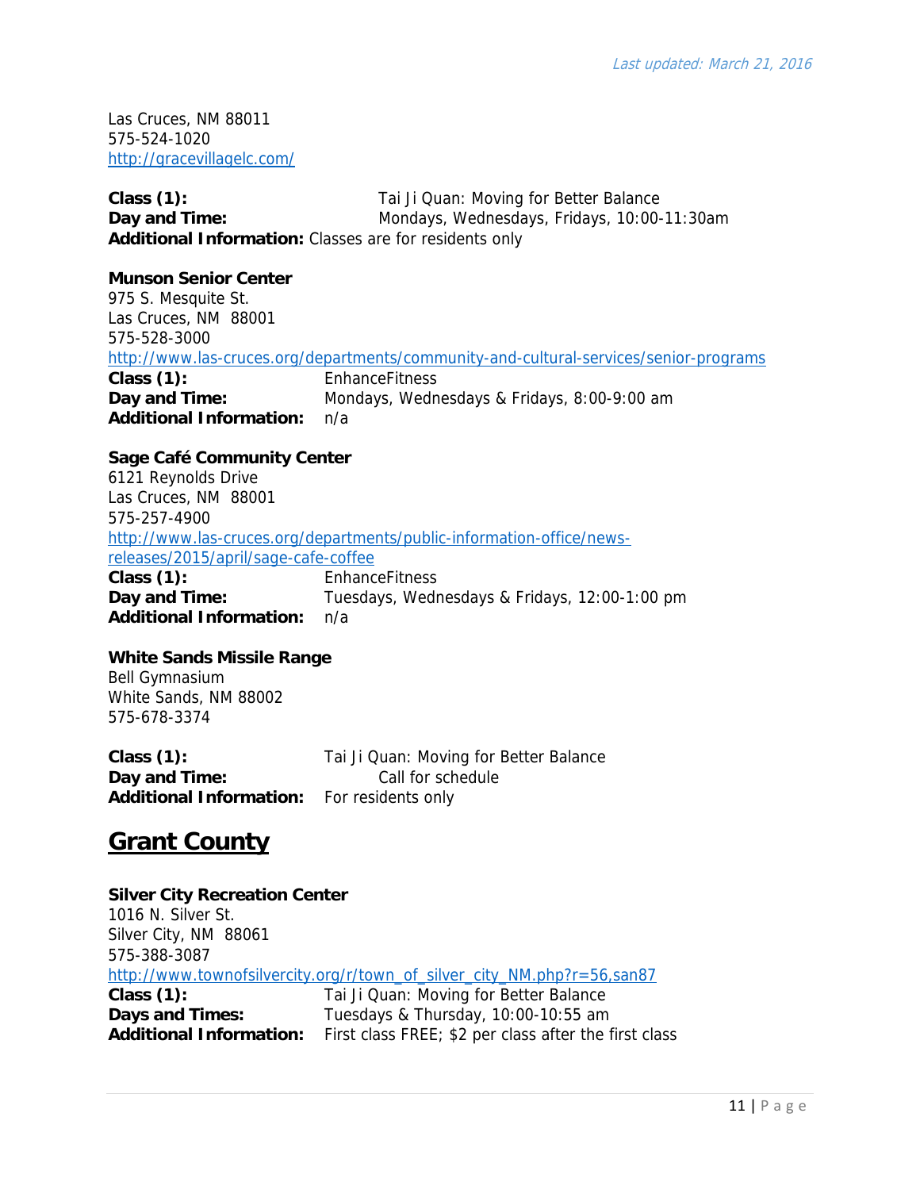Las Cruces, NM 88011
575-524-1020
http://gracevillagelc.com/

**Class (1):** Tai Ji Quan: Moving for Better Balance
**Day and Time:** Mondays, Wednesdays, Fridays, 10:00-11:30am
**Additional Information:** Classes are for residents only

**Munson Senior Center**
975 S. Mesquite St.
Las Cruces, NM 88001
575-528-3000
http://www.las-cruces.org/departments/community-and-cultural-services/senior-programs
**Class (1):** EnhanceFitness
**Day and Time:** Mondays, Wednesdays & Fridays, 8:00-9:00 am
**Additional Information:** n/a

**Sage Café Community Center**
6121 Reynolds Drive
Las Cruces, NM 88001
575-257-4900
http://www.las-cruces.org/departments/public-information-office/news-releases/2015/april/sage-cafe-coffee
**Class (1):** EnhanceFitness
**Day and Time:** Tuesdays, Wednesdays & Fridays, 12:00-1:00 pm
**Additional Information:** n/a

**White Sands Missile Range**
Bell Gymnasium
White Sands, NM 88002
575-678-3374

**Class (1):** Tai Ji Quan: Moving for Better Balance
**Day and Time:** Call for schedule
**Additional Information:** For residents only

## Grant County

**Silver City Recreation Center**
1016 N. Silver St.
Silver City, NM 88061
575-388-3087
http://www.townofsilvercity.org/r/town_of_silver_city_NM.php?r=56,san87
**Class (1):** Tai Ji Quan: Moving for Better Balance
**Days and Times:** Tuesdays & Thursday, 10:00-10:55 am
**Additional Information:** First class FREE; $2 per class after the first class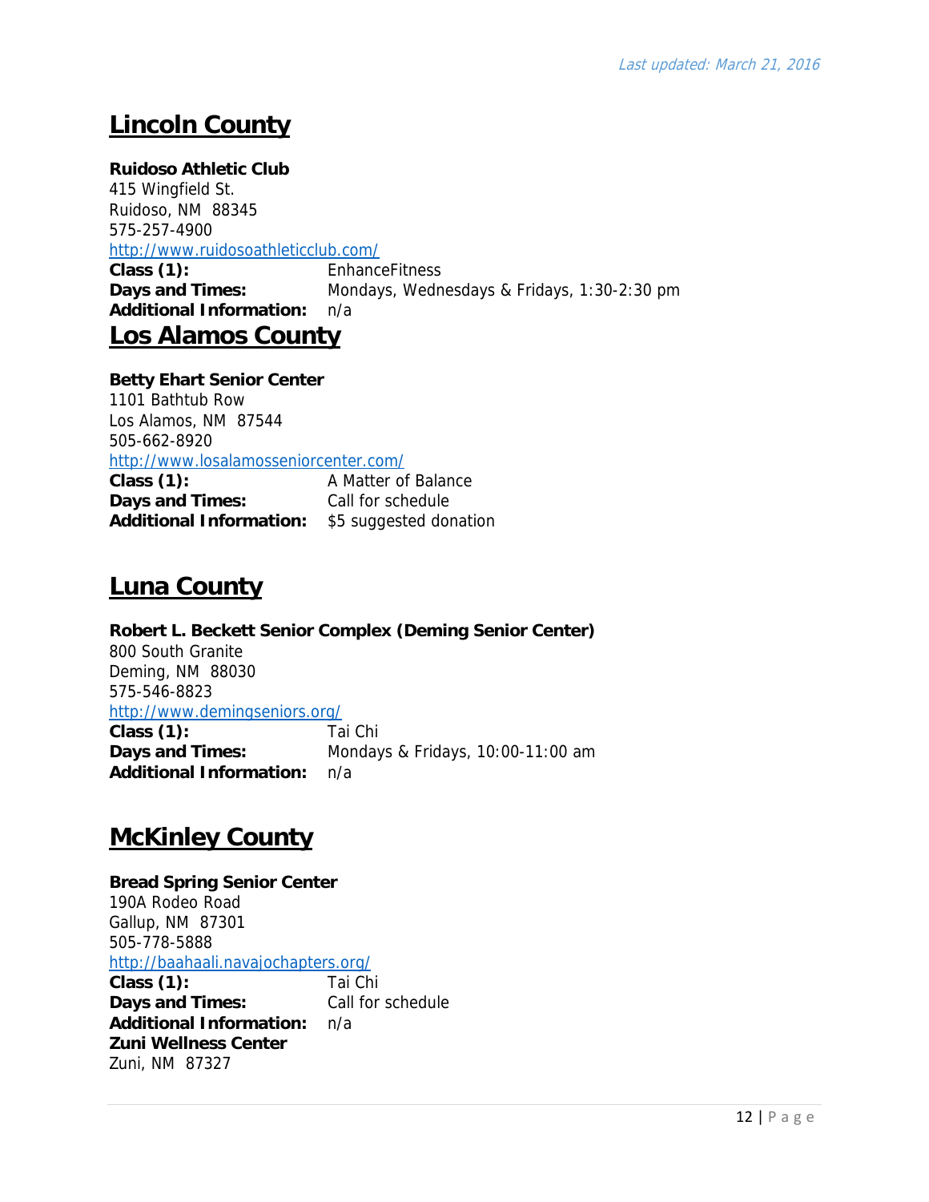## Lincoln County

**Ruidoso Athletic Club**
415 Wingfield St.
Ruidoso, NM 88345
575-257-4900
http://www.ruidosoathleticclub.com/

**Class (1):** EnhanceFitness
**Days and Times:** Mondays, Wednesdays & Fridays, 1:30-2:30 pm
**Additional Information:** n/a

## Los Alamos County

**Betty Ehart Senior Center**
1101 Bathtub Row
Los Alamos, NM 87544
505-662-8920
http://www.losalamosseniorcenter.com/

**Class (1):** A Matter of Balance
**Days and Times:** Call for schedule
**Additional Information:** $5 suggested donation

## Luna County

**Robert L. Beckett Senior Complex (Deming Senior Center)**
800 South Granite
Deming, NM 88030
575-546-8823
http://www.demingseniors.org/

**Class (1):** Tai Chi
**Days and Times:** Mondays & Fridays, 10:00-11:00 am
**Additional Information:** n/a

## McKinley County

**Bread Spring Senior Center**
190A Rodeo Road
Gallup, NM 87301
505-778-5888
http://baahaali.navajochapters.org/

**Class (1):** Tai Chi
**Days and Times:** Call for schedule
**Additional Information:** n/a

**Zuni Wellness Center**
Zuni, NM 87327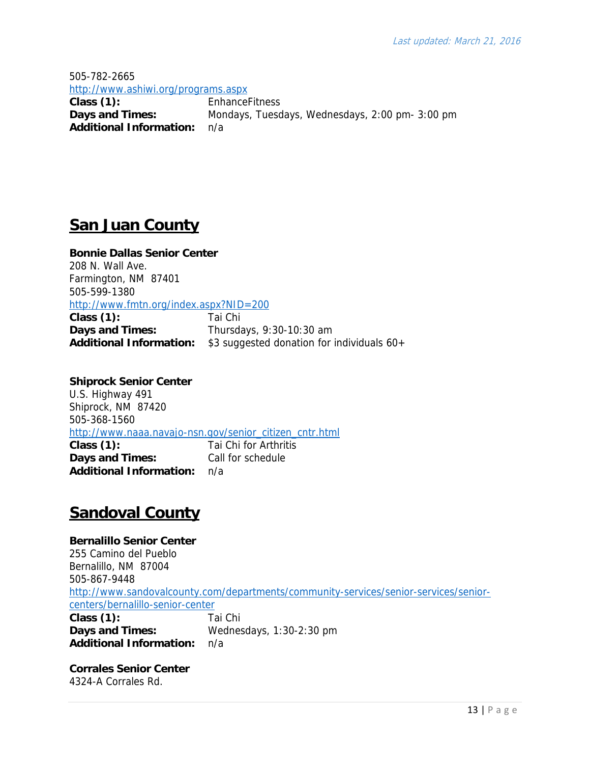505-782-2665
http://www.ashiwi.org/programs.aspx
**Class (1):** EnhanceFitness
**Days and Times:** Mondays, Tuesdays, Wednesdays, 2:00 pm- 3:00 pm
**Additional Information:** n/a

## San Juan County

**Bonnie Dallas Senior Center**
208 N. Wall Ave.
Farmington, NM 87401
505-599-1380
http://www.fmtn.org/index.aspx?NID=200
**Class (1):** Tai Chi
**Days and Times:** Thursdays, 9:30-10:30 am
**Additional Information:** $3 suggested donation for individuals 60+

**Shiprock Senior Center**
U.S. Highway 491
Shiprock, NM 87420
505-368-1560
http://www.naaa.navajo-nsn.gov/senior_citizen_cntr.html
**Class (1):** Tai Chi for Arthritis
**Days and Times:** Call for schedule
**Additional Information:** n/a

## Sandoval County

**Bernalillo Senior Center**
255 Camino del Pueblo
Bernalillo, NM 87004
505-867-9448
http://www.sandovalcounty.com/departments/community-services/senior-services/senior-centers/bernalillo-senior-center
**Class (1):** Tai Chi
**Days and Times:** Wednesdays, 1:30-2:30 pm
**Additional Information:** n/a

**Corrales Senior Center**
4324-A Corrales Rd.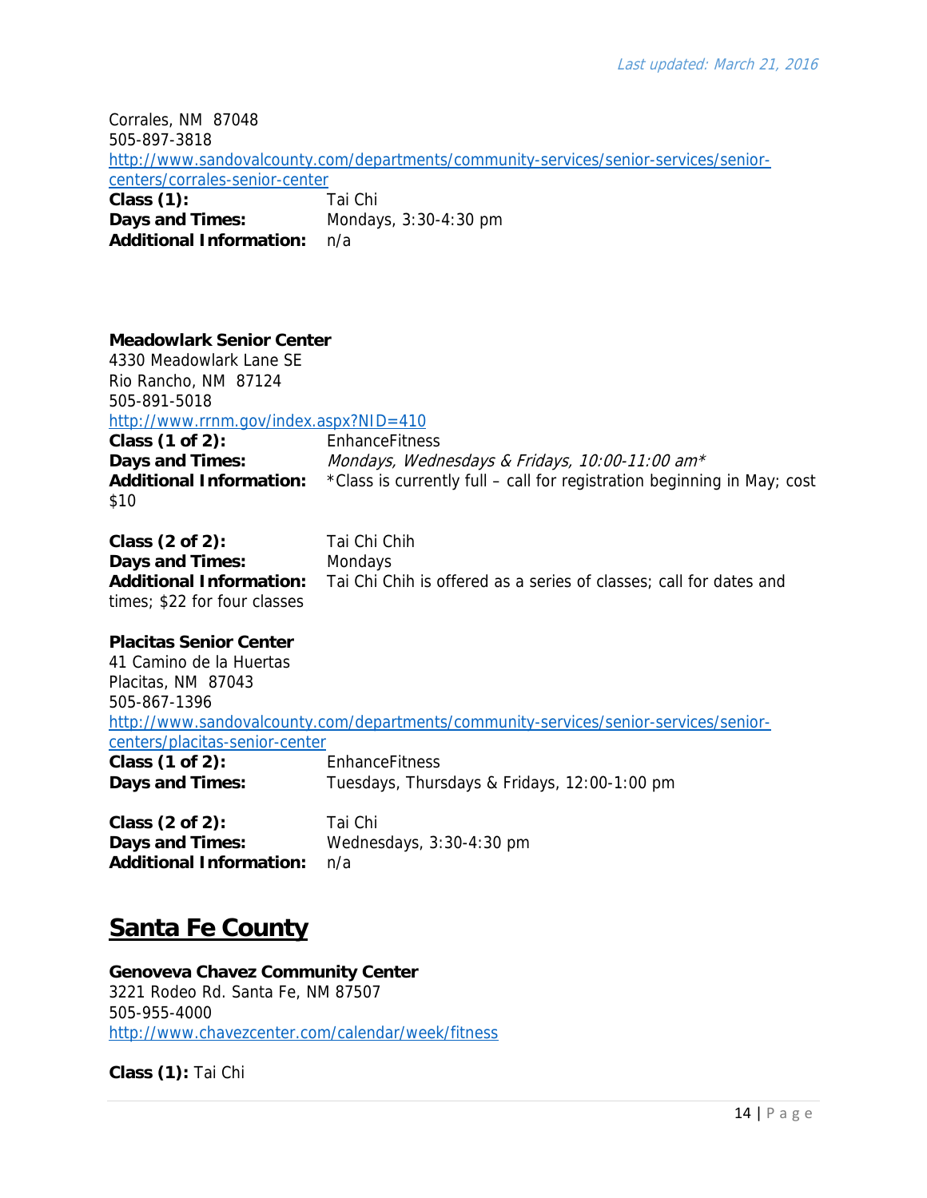Corrales, NM  87048
505-897-3818
http://www.sandovalcounty.com/departments/community-services/senior-services/senior-centers/corrales-senior-center

**Class (1):** Tai Chi
**Days and Times:** Mondays, 3:30-4:30 pm
**Additional Information:** n/a

**Meadowlark Senior Center**
4330 Meadowlark Lane SE
Rio Rancho, NM  87124
505-891-5018
http://www.rrnm.gov/index.aspx?NID=410

**Class (1 of 2):** EnhanceFitness
**Days and Times:** *Mondays, Wednesdays & Fridays, 10:00-11:00 am**
**Additional Information:** *Class is currently full – call for registration beginning in May; cost $10

**Class (2 of 2):** Tai Chi Chih
**Days and Times:** Mondays
**Additional Information:** Tai Chi Chih is offered as a series of classes; call for dates and times; $22 for four classes

**Placitas Senior Center**
41 Camino de la Huertas
Placitas, NM  87043
505-867-1396
http://www.sandovalcounty.com/departments/community-services/senior-services/senior-centers/placitas-senior-center

**Class (1 of 2):** EnhanceFitness
**Days and Times:** Tuesdays, Thursdays & Fridays, 12:00-1:00 pm

**Class (2 of 2):** Tai Chi
**Days and Times:** Wednesdays, 3:30-4:30 pm
**Additional Information:** n/a

## Santa Fe County

**Genoveva Chavez Community Center**
3221 Rodeo Rd. Santa Fe, NM 87507
505-955-4000
http://www.chavezcenter.com/calendar/week/fitness

**Class (1):** Tai Chi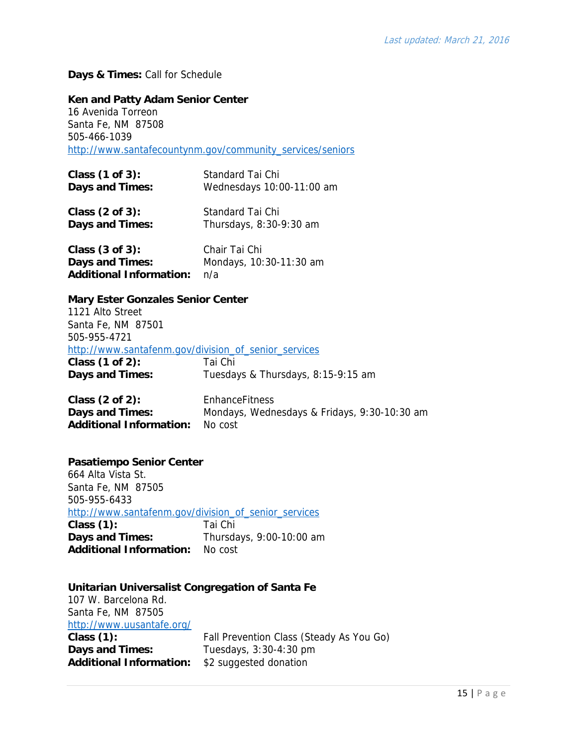**Days & Times:** Call for Schedule

**Ken and Patty Adam Senior Center**
16 Avenida Torreon
Santa Fe, NM 87508
505-466-1039
http://www.santafecountynm.gov/community_services/seniors

**Class (1 of 3):** Standard Tai Chi
**Days and Times:** Wednesdays 10:00-11:00 am

**Class (2 of 3):** Standard Tai Chi
**Days and Times:** Thursdays, 8:30-9:30 am

**Class (3 of 3):** Chair Tai Chi
**Days and Times:** Mondays, 10:30-11:30 am
**Additional Information:** n/a

**Mary Ester Gonzales Senior Center**
1121 Alto Street
Santa Fe, NM 87501
505-955-4721
http://www.santafenm.gov/division_of_senior_services
**Class (1 of 2):** Tai Chi
**Days and Times:** Tuesdays & Thursdays, 8:15-9:15 am

**Class (2 of 2):** EnhanceFitness
**Days and Times:** Mondays, Wednesdays & Fridays, 9:30-10:30 am
**Additional Information:** No cost

**Pasatiempo Senior Center**
664 Alta Vista St.
Santa Fe, NM 87505
505-955-6433
http://www.santafenm.gov/division_of_senior_services
**Class (1):** Tai Chi
**Days and Times:** Thursdays, 9:00-10:00 am
**Additional Information:** No cost

**Unitarian Universalist Congregation of Santa Fe**
107 W. Barcelona Rd.
Santa Fe, NM 87505
http://www.uusantafe.org/
**Class (1):** Fall Prevention Class (Steady As You Go)
**Days and Times:** Tuesdays, 3:30-4:30 pm
**Additional Information:** $2 suggested donation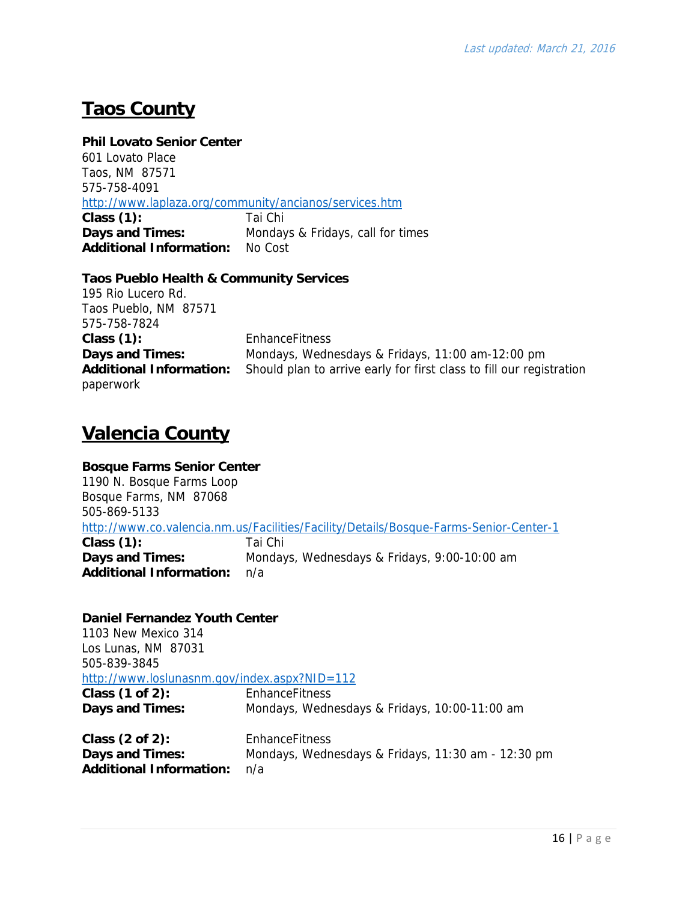## Taos County

**Phil Lovato Senior Center**
601 Lovato Place
Taos, NM 87571
575-758-4091
http://www.laplaza.org/community/ancianos/services.htm
**Class (1):** Tai Chi
**Days and Times:** Mondays & Fridays, call for times
**Additional Information:** No Cost

**Taos Pueblo Health & Community Services**
195 Rio Lucero Rd.
Taos Pueblo, NM 87571
575-758-7824
**Class (1):** EnhanceFitness
**Days and Times:** Mondays, Wednesdays & Fridays, 11:00 am-12:00 pm
**Additional Information:** Should plan to arrive early for first class to fill our registration paperwork

## Valencia County

**Bosque Farms Senior Center**
1190 N. Bosque Farms Loop
Bosque Farms, NM 87068
505-869-5133
http://www.co.valencia.nm.us/Facilities/Facility/Details/Bosque-Farms-Senior-Center-1
**Class (1):** Tai Chi
**Days and Times:** Mondays, Wednesdays & Fridays, 9:00-10:00 am
**Additional Information:** n/a

**Daniel Fernandez Youth Center**
1103 New Mexico 314
Los Lunas, NM 87031
505-839-3845
http://www.loslunasnm.gov/index.aspx?NID=112
**Class (1 of 2):** EnhanceFitness
**Days and Times:** Mondays, Wednesdays & Fridays, 10:00-11:00 am

**Class (2 of 2):** EnhanceFitness
**Days and Times:** Mondays, Wednesdays & Fridays, 11:30 am - 12:30 pm
**Additional Information:** n/a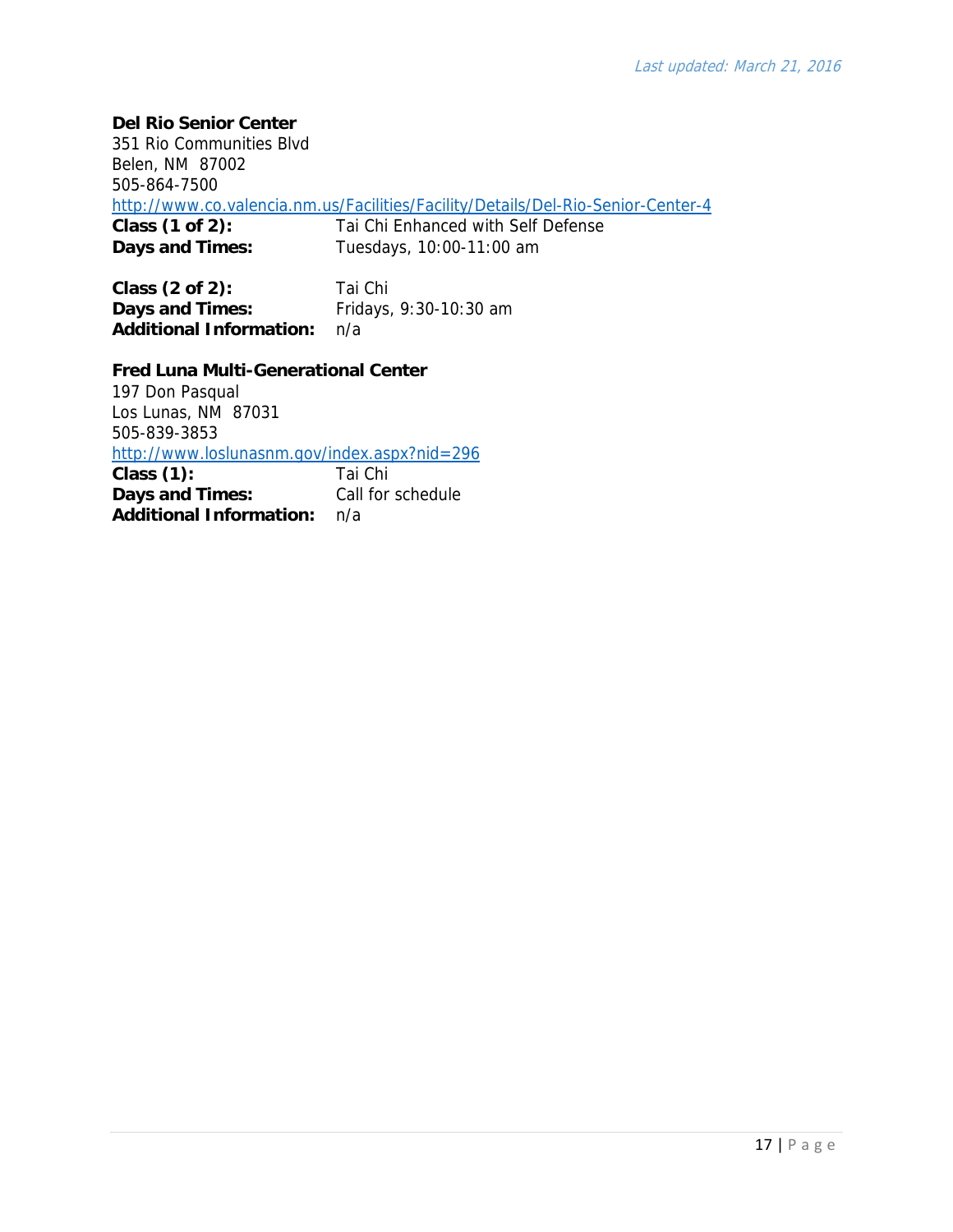**Del Rio Senior Center**
351 Rio Communities Blvd
Belen, NM 87002
505-864-7500
http://www.co.valencia.nm.us/Facilities/Facility/Details/Del-Rio-Senior-Center-4

**Class (1 of 2):** Tai Chi Enhanced with Self Defense
**Days and Times:** Tuesdays, 10:00-11:00 am

**Class (2 of 2):** Tai Chi
**Days and Times:** Fridays, 9:30-10:30 am
**Additional Information:** n/a

**Fred Luna Multi-Generational Center**
197 Don Pasqual
Los Lunas, NM 87031
505-839-3853
http://www.loslunasnm.gov/index.aspx?nid=296

**Class (1):** Tai Chi
**Days and Times:** Call for schedule
**Additional Information:** n/a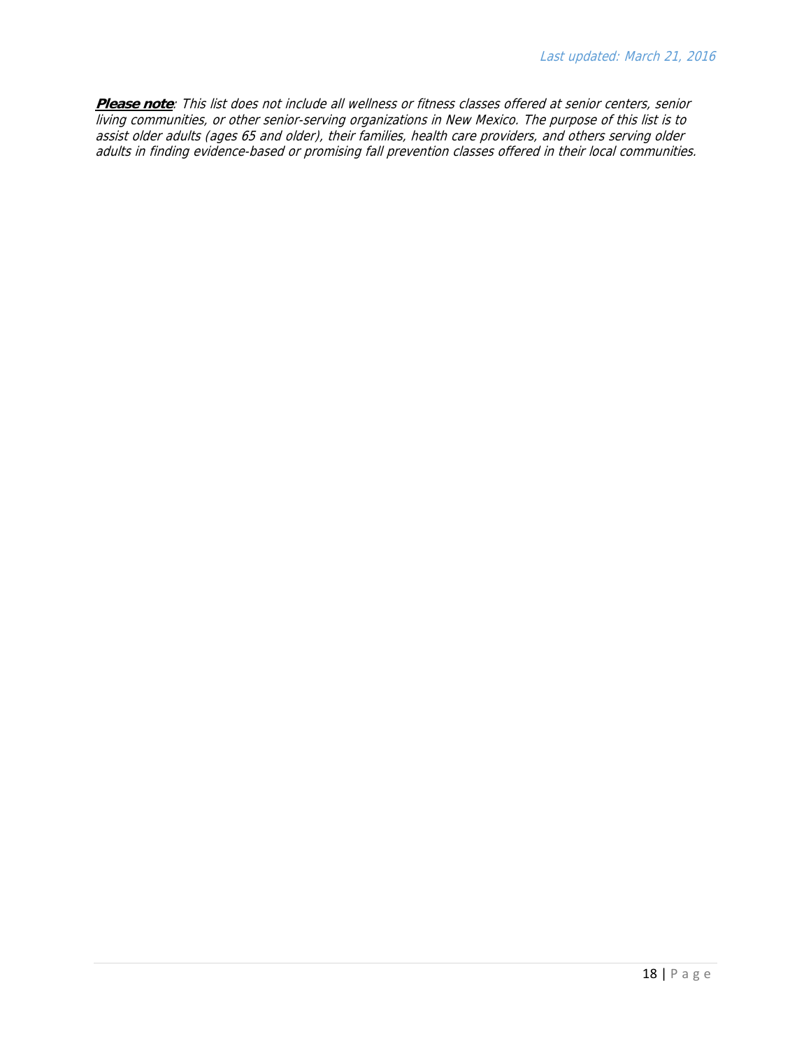***Please note***: *This list does not include all wellness or fitness classes offered at senior centers, senior living communities, or other senior-serving organizations in New Mexico. The purpose of this list is to assist older adults (ages 65 and older), their families, health care providers, and others serving older adults in finding evidence-based or promising fall prevention classes offered in their local communities.*